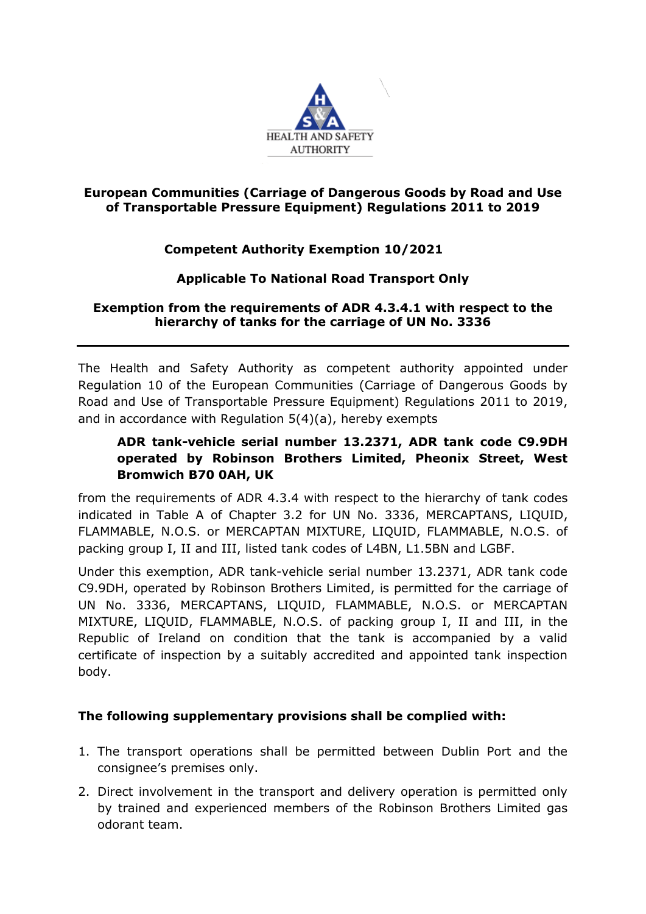HEALTH AND SAFETY AUTHORITY

**European Communities (Carriage of Dangerous Goods by Road and Use of Transportable Pressure Equipment) Regulations 2011 to 2019**

**Competent Authority Exemption 10/2021**

**Applicable To National Road Transport Only**

**Exemption from the requirements of ADR 4.3.4.1 with respect to the hierarchy of tanks for the carriage of UN No. 3336**

---

The Health and Safety Authority as competent authority appointed under Regulation 10 of the European Communities (Carriage of Dangerous Goods by Road and Use of Transportable Pressure Equipment) Regulations 2011 to 2019, and in accordance with Regulation 5(4)(a), hereby exempts

> **ADR tank-vehicle serial number 13.2371, ADR tank code C9.9DH operated by Robinson Brothers Limited, Pheonix Street, West Bromwich B70 0AH, UK**

from the requirements of ADR 4.3.4 with respect to the hierarchy of tank codes indicated in Table A of Chapter 3.2 for UN No. 3336, MERCAPTANS, LIQUID, FLAMMABLE, N.O.S. or MERCAPTAN MIXTURE, LIQUID, FLAMMABLE, N.O.S. of packing group I, II and III, listed tank codes of L4BN, L1.5BN and LGBF.

Under this exemption, ADR tank-vehicle serial number 13.2371, ADR tank code C9.9DH, operated by Robinson Brothers Limited, is permitted for the carriage of UN No. 3336, MERCAPTANS, LIQUID, FLAMMABLE, N.O.S. or MERCAPTAN MIXTURE, LIQUID, FLAMMABLE, N.O.S. of packing group I, II and III, in the Republic of Ireland on condition that the tank is accompanied by a valid certificate of inspection by a suitably accredited and appointed tank inspection body.

**The following supplementary provisions shall be complied with:**

1. The transport operations shall be permitted between Dublin Port and the consignee's premises only.
2. Direct involvement in the transport and delivery operation is permitted only by trained and experienced members of the Robinson Brothers Limited gas odorant team.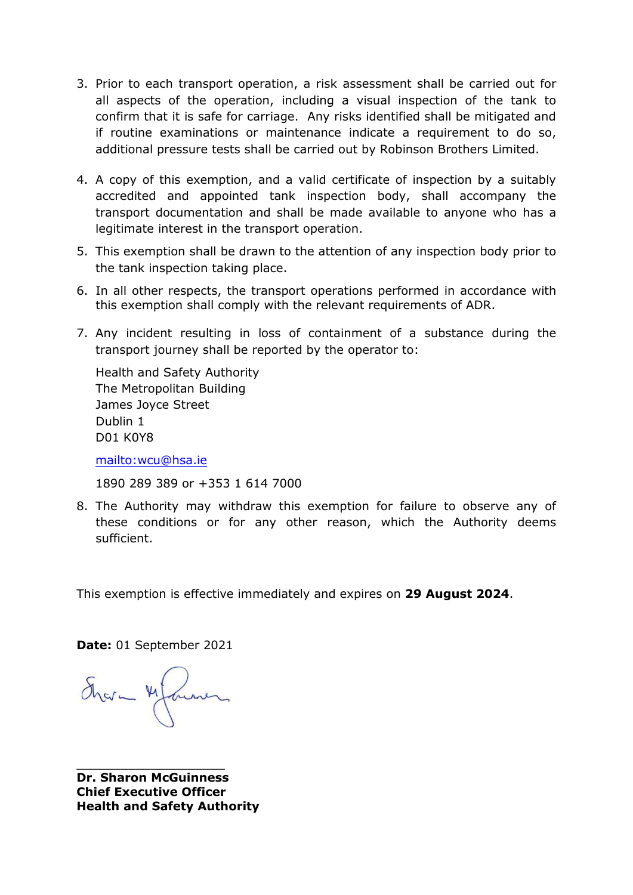3. Prior to each transport operation, a risk assessment shall be carried out for all aspects of the operation, including a visual inspection of the tank to confirm that it is safe for carriage. Any risks identified shall be mitigated and if routine examinations or maintenance indicate a requirement to do so, additional pressure tests shall be carried out by Robinson Brothers Limited.

4. A copy of this exemption, and a valid certificate of inspection by a suitably accredited and appointed tank inspection body, shall accompany the transport documentation and shall be made available to anyone who has a legitimate interest in the transport operation.

5. This exemption shall be drawn to the attention of any inspection body prior to the tank inspection taking place.

6. In all other respects, the transport operations performed in accordance with this exemption shall comply with the relevant requirements of ADR.

7. Any incident resulting in loss of containment of a substance during the transport journey shall be reported by the operator to:

   Health and Safety Authority
   The Metropolitan Building
   James Joyce Street
   Dublin 1
   D01 K0Y8

   mailto:wcu@hsa.ie

   1890 289 389 or +353 1 614 7000

8. The Authority may withdraw this exemption for failure to observe any of these conditions or for any other reason, which the Authority deems sufficient.

This exemption is effective immediately and expires on **29 August 2024**.

**Date:** 01 September 2021

**Dr. Sharon McGuinness**
**Chief Executive Officer**
**Health and Safety Authority**